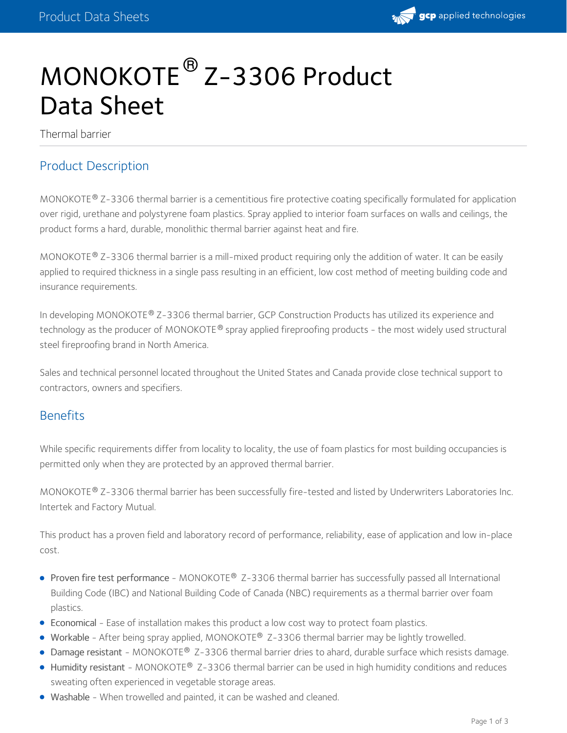# MONOKOTE® Z-3306 Product Data Sheet

Thermal barrier

## Product Description

MONOKOTE® Z-3306 thermal barrier is a cementitious fire protective coating specifically formulated for application over rigid, urethane and polystyrene foam plastics. Spray applied to interior foam surfaces on walls and ceilings, the product forms a hard, durable, monolithic thermal barrier against heat and fire.

MONOKOTE® Z-3306 thermal barrier is a mill-mixed product requiring only the addition of water. It can be easily applied to required thickness in a single pass resulting in an efficient, low cost method of meeting building code and insurance requirements.

In developing MONOKOTE® Z-3306 thermal barrier, GCP Construction Products has utilized its experience and technology as the producer of MONOKOTE® spray applied fireproofing products - the most widely used structural steel fireproofing brand in North America.

Sales and technical personnel located throughout the United States and Canada provide close technical support to contractors, owners and specifiers.

## Benefits

While specific requirements differ from locality to locality, the use of foam plastics for most building occupancies is permitted only when they are protected by an approved thermal barrier.

MONOKOTE® Z-3306 thermal barrier has been successfully fire-tested and listed by Underwriters Laboratories Inc. Intertek and Factory Mutual.

This product has a proven field and laboratory record of performance, reliability, ease of application and low in-place cost.

- Proven fire test performance - MONOKOTE® Z-3306 thermal barrier has successfully passed all International Building Code (IBC) and National Building Code of Canada (NBC) requirements as a thermal barrier over foam plastics.
- Economical - Ease of installation makes this product a low cost way to protect foam plastics.
- Workable - After being spray applied, MONOKOTE® Z-3306 thermal barrier may be lightly trowelled.
- Damage resistant - MONOKOTE® Z-3306 thermal barrier dries to ahard, durable surface which resists damage.
- Humidity resistant - MONOKOTE® Z-3306 thermal barrier can be used in high humidity conditions and reduces sweating often experienced in vegetable storage areas.
- Washable - When trowelled and painted, it can be washed and cleaned.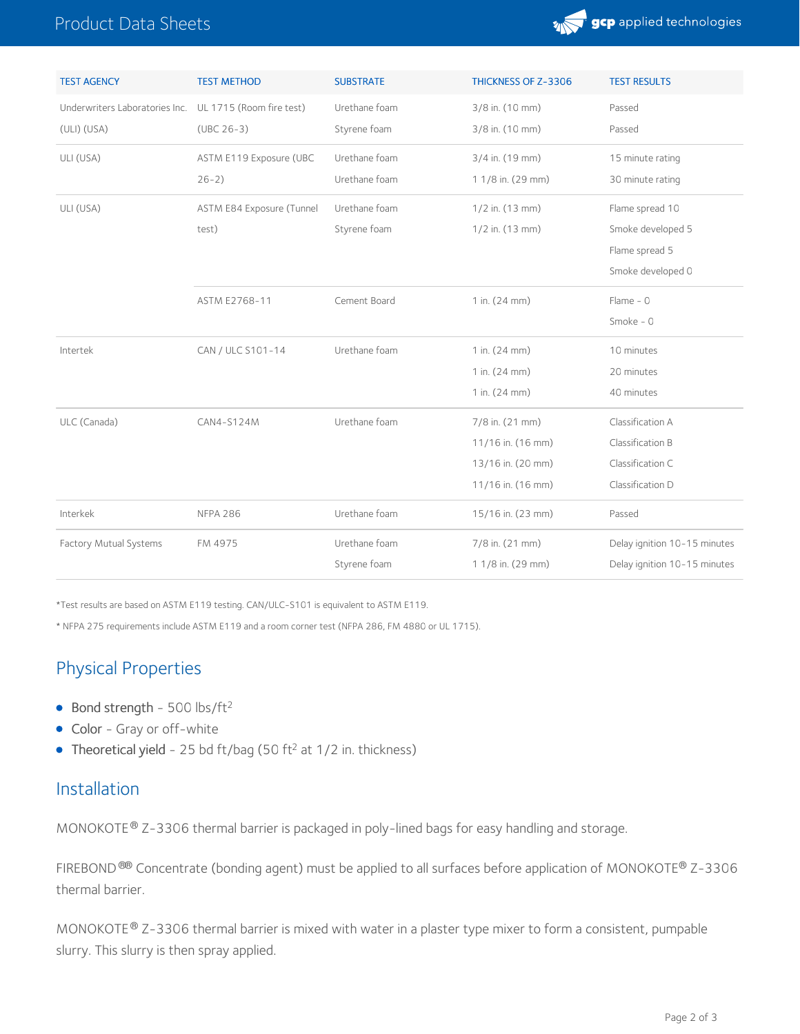| TEST AGENCY | TEST METHOD | SUBSTRATE | THICKNESS OF Z-3306 | TEST RESULTS |
| --- | --- | --- | --- | --- |
| Underwriters Laboratories Inc. (ULI) (USA) | UL 1715 (Room fire test) (UBC 26-3) | Urethane foam<br>Styrene foam | 3/8 in. (10 mm)<br>3/8 in. (10 mm) | Passed<br>Passed |
| ULI (USA) | ASTM E119 Exposure (UBC 26-2) | Urethane foam<br>Urethane foam | 3/4 in. (19 mm)<br>1 1/8 in. (29 mm) | 15 minute rating<br>30 minute rating |
| ULI (USA) | ASTM E84 Exposure (Tunnel test) | Urethane foam<br>Styrene foam | 1/2 in. (13 mm)<br>1/2 in. (13 mm) | Flame spread 10<br>Smoke developed 5<br>Flame spread 5<br>Smoke developed 0 |
| | ASTM E2768-11 | Cement Board | 1 in. (24 mm) | Flame - 0<br>Smoke - 0 |
| Intertek | CAN / ULC S101-14 | Urethane foam | 1 in. (24 mm)<br>1 in. (24 mm)<br>1 in. (24 mm) | 10 minutes<br>20 minutes<br>40 minutes |
| ULC (Canada) | CAN4-S124M | Urethane foam | 7/8 in. (21 mm)<br>11/16 in. (16 mm)<br>13/16 in. (20 mm)<br>11/16 in. (16 mm) | Classification A<br>Classification B<br>Classification C<br>Classification D |
| Interkek | NFPA 286 | Urethane foam | 15/16 in. (23 mm) | Passed |
| Factory Mutual Systems | FM 4975 | Urethane foam<br>Styrene foam | 7/8 in. (21 mm)<br>1 1/8 in. (29 mm) | Delay ignition 10-15 minutes<br>Delay ignition 10-15 minutes |

*Test results are based on ASTM E119 testing. CAN/ULC-S101 is equivalent to ASTM E119.

* NFPA 275 requirements include ASTM E119 and a room corner test (NFPA 286, FM 4880 or UL 1715).

## Physical Properties

- Bond strength - 500 lbs/ft$^2$
- Color - Gray or off-white
- Theoretical yield - 25 bd ft/bag (50 ft$^2$ at 1/2 in. thickness)

## Installation

MONOKOTE® Z-3306 thermal barrier is packaged in poly-lined bags for easy handling and storage.

FIREBOND®® Concentrate (bonding agent) must be applied to all surfaces before application of MONOKOTE® Z-3306 thermal barrier.

MONOKOTE® Z-3306 thermal barrier is mixed with water in a plaster type mixer to form a consistent, pumpable slurry. This slurry is then spray applied.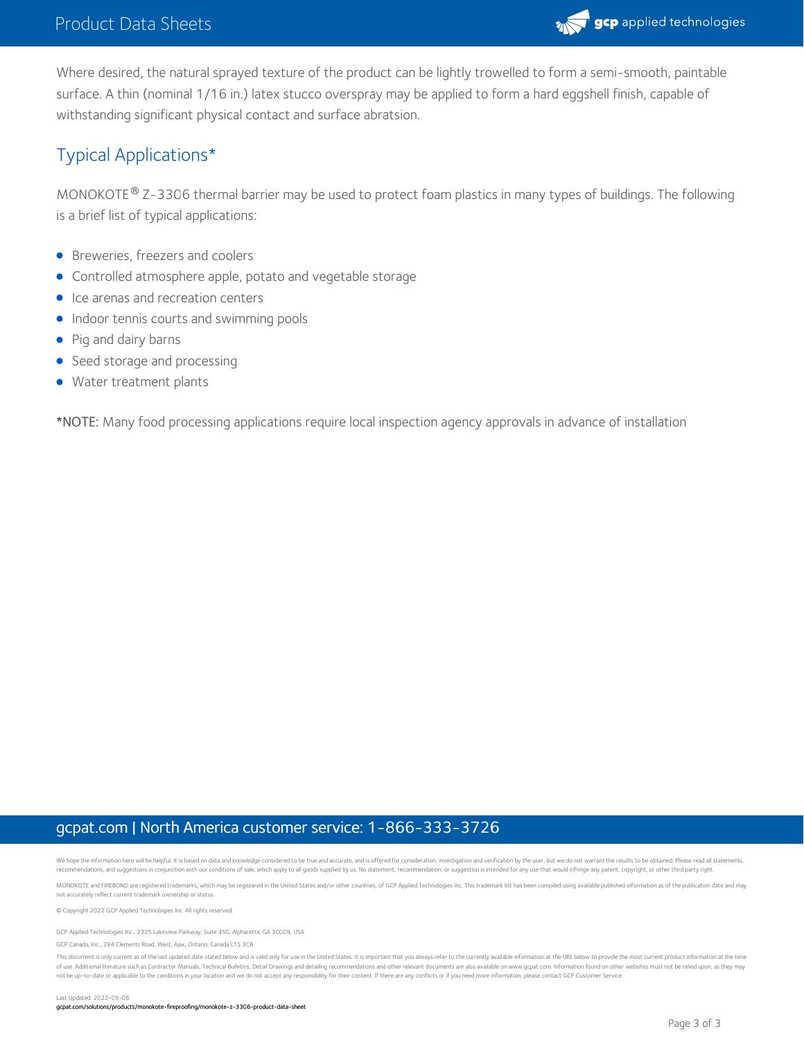Where desired, the natural sprayed texture of the product can be lightly trowelled to form a semi-smooth, paintable surface. A thin (nominal 1/16 in.) latex stucco overspray may be applied to form a hard eggshell finish, capable of withstanding significant physical contact and surface abratsion.

## Typical Applications*

MONOKOTE® Z-3306 thermal barrier may be used to protect foam plastics in many types of buildings. The following is a brief list of typical applications:

- Breweries, freezers and coolers
- Controlled atmosphere apple, potato and vegetable storage
- Ice arenas and recreation centers
- Indoor tennis courts and swimming pools
- Pig and dairy barns
- Seed storage and processing
- Water treatment plants

*NOTE: Many food processing applications require local inspection agency approvals in advance of installation

gcpat.com | North America customer service: 1-866-333-3726

We hope the information here will be helpful. It is based on data and knowledge considered to be true and accurate, and is offered for consideration, investigation and verification by the user, but we do not warrant the results to be obtained. Please read all statements, recommendations, and suggestions in conjunction with our conditions of sale, which apply to all goods supplied by us. No statement, recommendation, or suggestion is intended for any use that would infringe any patent, copyright, or other third party right.

MONOKOTE and FIREBOND are registered trademarks, which may be registered in the United States and/or other countries, of GCP Applied Technologies Inc. This trademark list has been compiled using available published information as of the publication date and may not accurately reflect current trademark ownership or status.

© Copyright 2022 GCP Applied Technologies Inc. All rights reserved.

GCP Applied Technologies Inc., 2325 Lakeview Parkway, Suite 450, Alpharetta, GA 30009, USA

GCP Canada, Inc., 294 Clements Road, West, Ajax, Ontario, Canada L1S 3C6

This document is only current as of the last updated date stated below and is valid only for use in the United States. It is important that you always refer to the currently available information at the URL below to provide the most current product information at the time of use. Additional literature such as Contractor Manuals, Technical Bulletins, Detail Drawings and detailing recommendations and other relevant documents are also available on www.gcpat.com. Information found on other websites must not be relied upon, as they may not be up-to-date or applicable to the conditions in your location and we do not accept any responsibility for their content. If there are any conflicts or if you need more information, please contact GCP Customer Service.

Last Updated: 2022-05-06

gcpat.com/solutions/products/monokote-fireproofing/monokote-z-3306-product-data-sheet